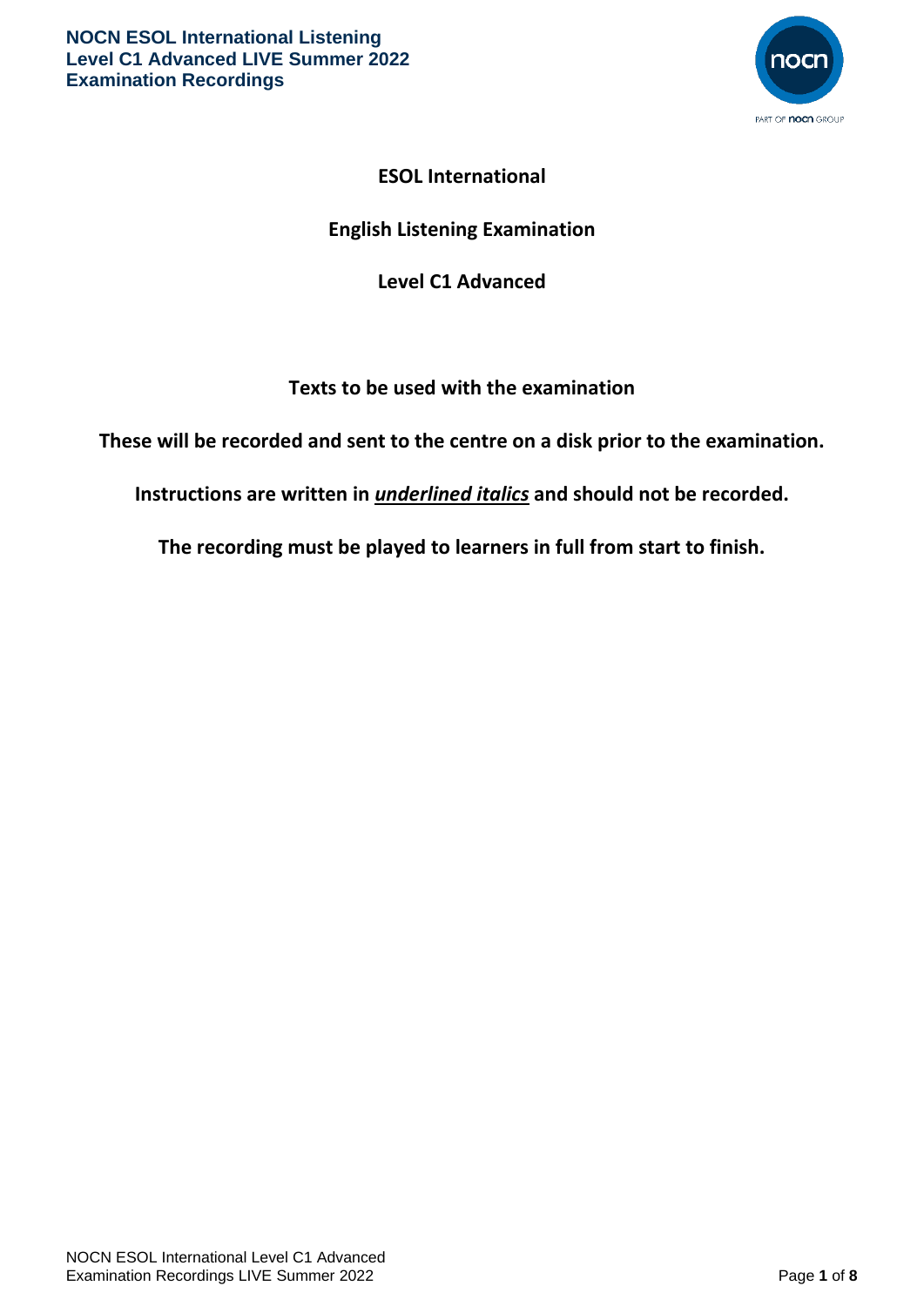# ESOL International

## English Listening Examination

## Level C1 Advanced

**Texts to be used with the examination**

**These will be recorded and sent to the centre on a disk prior to the examination.**

**Instructions are written in *underlined italics* and should not be recorded.**

**The recording must be played to learners in full from start to finish.**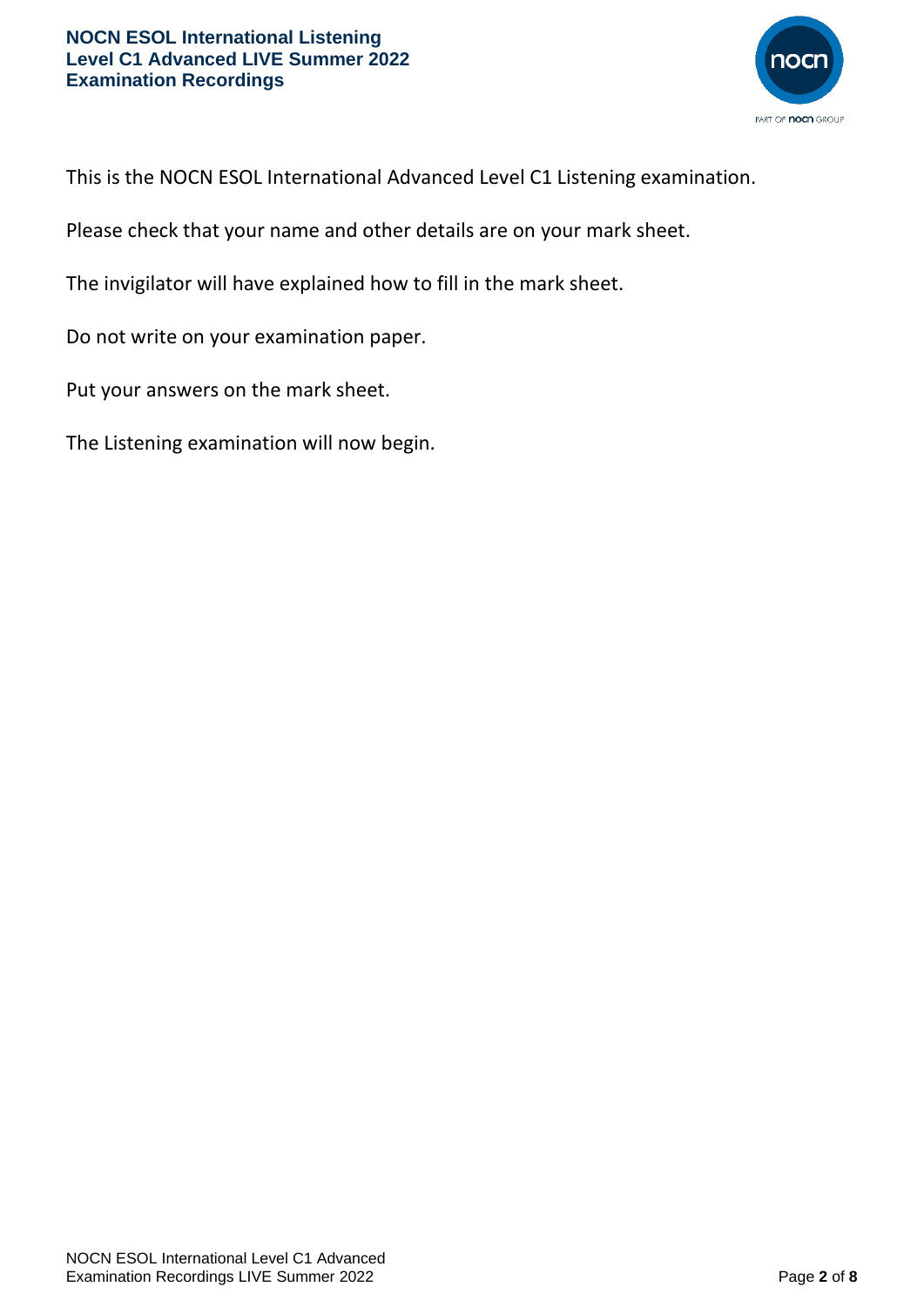This is the NOCN ESOL International Advanced Level C1 Listening examination.

Please check that your name and other details are on your mark sheet.

The invigilator will have explained how to fill in the mark sheet.

Do not write on your examination paper.

Put your answers on the mark sheet.

The Listening examination will now begin.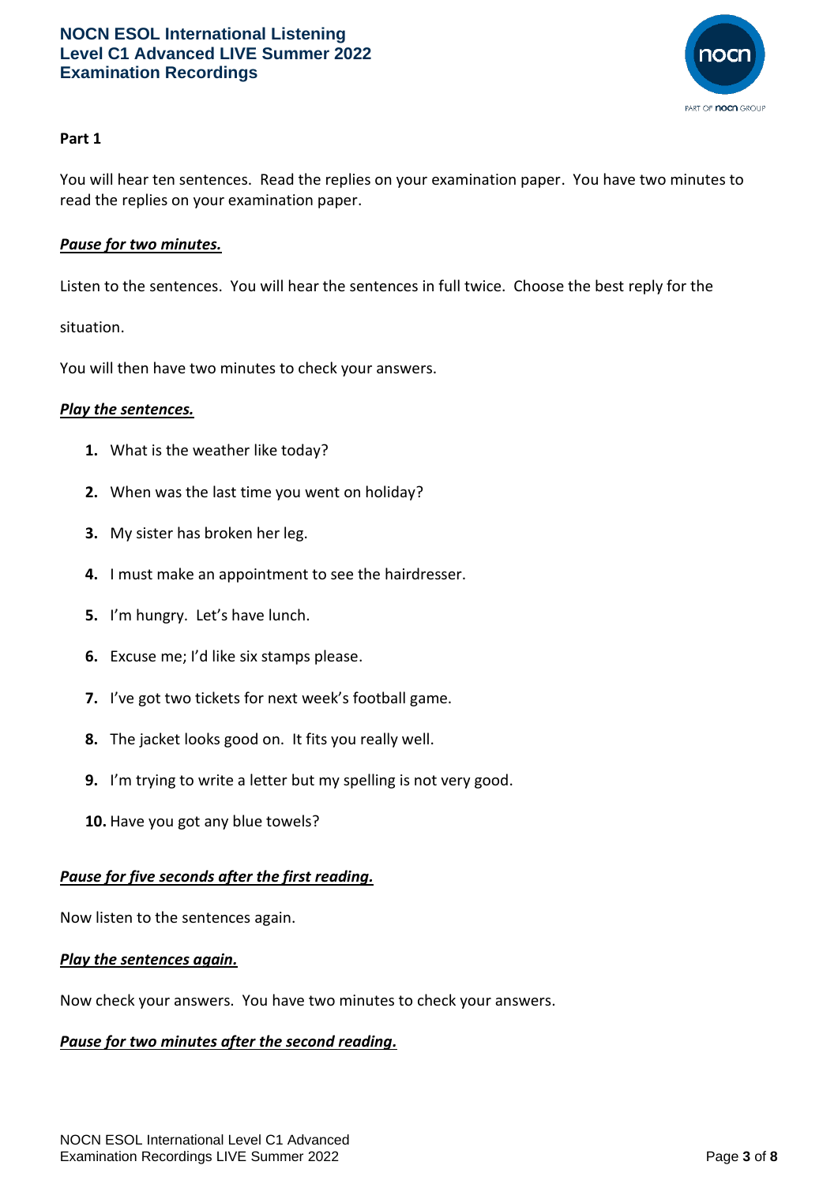## Part 1

You will hear ten sentences. Read the replies on your examination paper. You have two minutes to read the replies on your examination paper.

***Pause for two minutes.***

Listen to the sentences. You will hear the sentences in full twice. Choose the best reply for the situation.

You will then have two minutes to check your answers.

***Play the sentences.***

1. What is the weather like today?
2. When was the last time you went on holiday?
3. My sister has broken her leg.
4. I must make an appointment to see the hairdresser.
5. I'm hungry. Let's have lunch.
6. Excuse me; I'd like six stamps please.
7. I've got two tickets for next week's football game.
8. The jacket looks good on. It fits you really well.
9. I'm trying to write a letter but my spelling is not very good.
10. Have you got any blue towels?

***Pause for five seconds after the first reading.***

Now listen to the sentences again.

***Play the sentences again.***

Now check your answers. You have two minutes to check your answers.

***Pause for two minutes after the second reading.***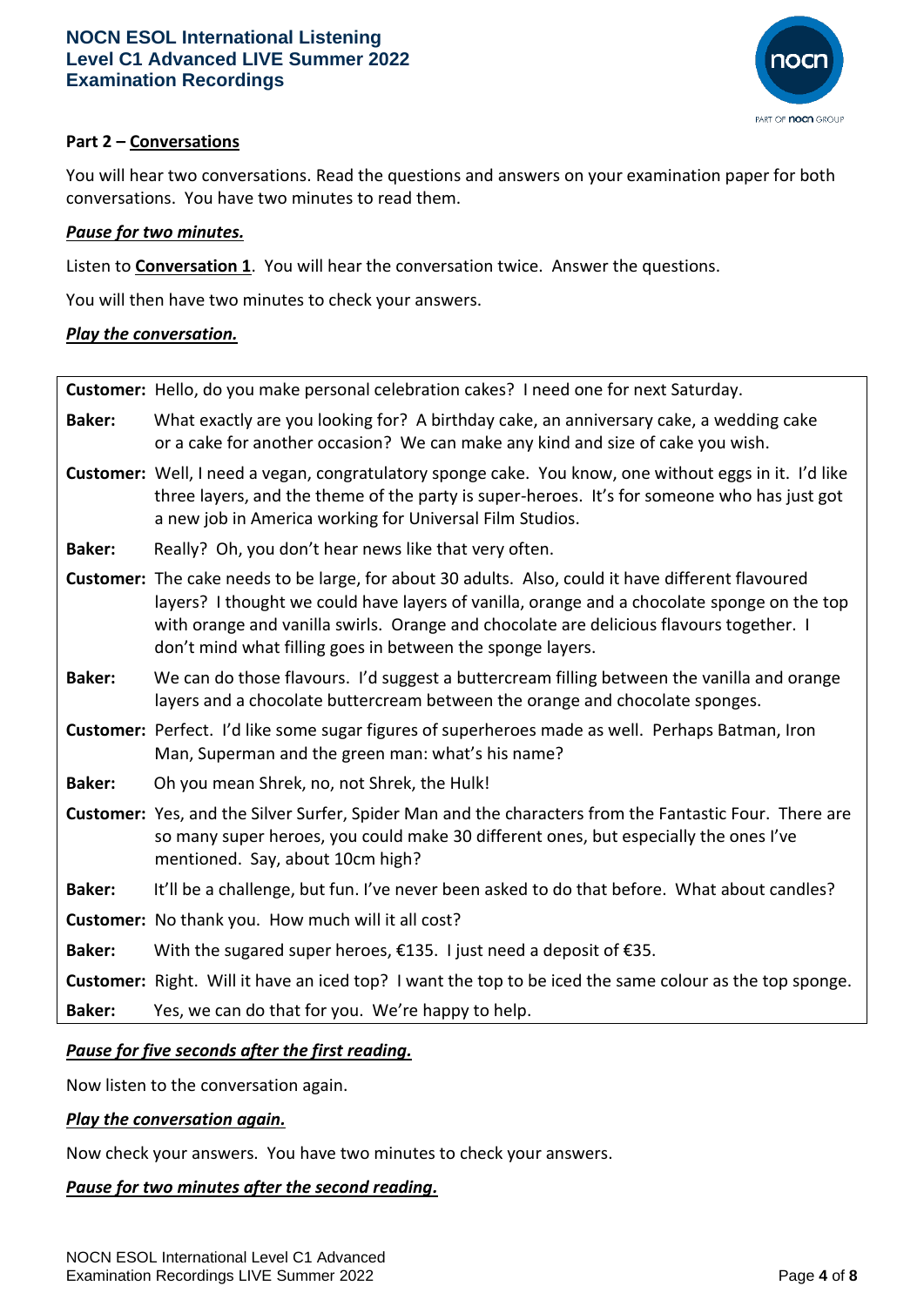**Part 2 – Conversations**

You will hear two conversations. Read the questions and answers on your examination paper for both conversations. You have two minutes to read them.

***Pause for two minutes.***

Listen to **Conversation 1**. You will hear the conversation twice. Answer the questions.

You will then have two minutes to check your answers.

***Play the conversation.***

| | |
|---|---|
| **Customer:** | Hello, do you make personal celebration cakes? I need one for next Saturday. |
| **Baker:** | What exactly are you looking for? A birthday cake, an anniversary cake, a wedding cake or a cake for another occasion? We can make any kind and size of cake you wish. |
| **Customer:** | Well, I need a vegan, congratulatory sponge cake. You know, one without eggs in it. I'd like three layers, and the theme of the party is super-heroes. It's for someone who has just got a new job in America working for Universal Film Studios. |
| **Baker:** | Really? Oh, you don't hear news like that very often. |
| **Customer:** | The cake needs to be large, for about 30 adults. Also, could it have different flavoured layers? I thought we could have layers of vanilla, orange and a chocolate sponge on the top with orange and vanilla swirls. Orange and chocolate are delicious flavours together. I don't mind what filling goes in between the sponge layers. |
| **Baker:** | We can do those flavours. I'd suggest a buttercream filling between the vanilla and orange layers and a chocolate buttercream between the orange and chocolate sponges. |
| **Customer:** | Perfect. I'd like some sugar figures of superheroes made as well. Perhaps Batman, Iron Man, Superman and the green man: what's his name? |
| **Baker:** | Oh you mean Shrek, no, not Shrek, the Hulk! |
| **Customer:** | Yes, and the Silver Surfer, Spider Man and the characters from the Fantastic Four. There are so many super heroes, you could make 30 different ones, but especially the ones I've mentioned. Say, about 10cm high? |
| **Baker:** | It'll be a challenge, but fun. I've never been asked to do that before. What about candles? |
| **Customer:** | No thank you. How much will it all cost? |
| **Baker:** | With the sugared super heroes, €135. I just need a deposit of €35. |
| **Customer:** | Right. Will it have an iced top? I want the top to be iced the same colour as the top sponge. |
| **Baker:** | Yes, we can do that for you. We're happy to help. |

***Pause for five seconds after the first reading.***

Now listen to the conversation again.

***Play the conversation again.***

Now check your answers. You have two minutes to check your answers.

***Pause for two minutes after the second reading.***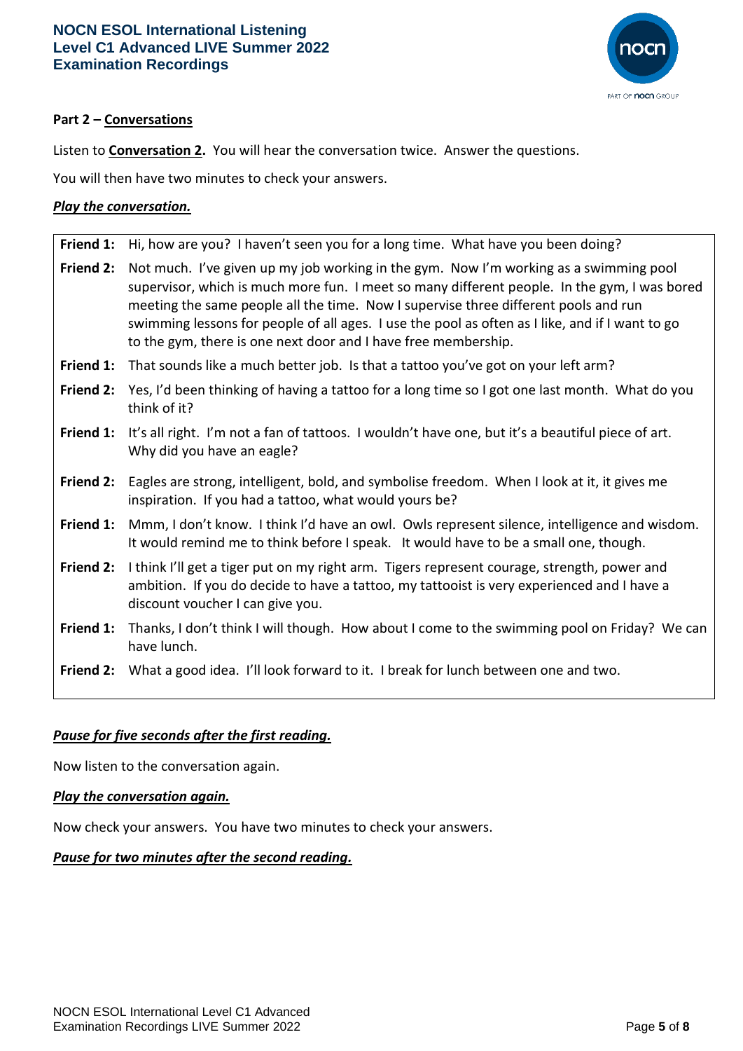**Part 2 – Conversations**

Listen to **Conversation 2.** You will hear the conversation twice. Answer the questions.

You will then have two minutes to check your answers.

***Play the conversation.***

| | |
|---|---|
| **Friend 1:** | Hi, how are you? I haven't seen you for a long time. What have you been doing? |
| **Friend 2:** | Not much. I've given up my job working in the gym. Now I'm working as a swimming pool supervisor, which is much more fun. I meet so many different people. In the gym, I was bored meeting the same people all the time. Now I supervise three different pools and run swimming lessons for people of all ages. I use the pool as often as I like, and if I want to go to the gym, there is one next door and I have free membership. |
| **Friend 1:** | That sounds like a much better job. Is that a tattoo you've got on your left arm? |
| **Friend 2:** | Yes, I'd been thinking of having a tattoo for a long time so I got one last month. What do you think of it? |
| **Friend 1:** | It's all right. I'm not a fan of tattoos. I wouldn't have one, but it's a beautiful piece of art. Why did you have an eagle? |
| **Friend 2:** | Eagles are strong, intelligent, bold, and symbolise freedom. When I look at it, it gives me inspiration. If you had a tattoo, what would yours be? |
| **Friend 1:** | Mmm, I don't know. I think I'd have an owl. Owls represent silence, intelligence and wisdom. It would remind me to think before I speak. It would have to be a small one, though. |
| **Friend 2:** | I think I'll get a tiger put on my right arm. Tigers represent courage, strength, power and ambition. If you do decide to have a tattoo, my tattooist is very experienced and I have a discount voucher I can give you. |
| **Friend 1:** | Thanks, I don't think I will though. How about I come to the swimming pool on Friday? We can have lunch. |
| **Friend 2:** | What a good idea. I'll look forward to it. I break for lunch between one and two. |

***Pause for five seconds after the first reading.***

Now listen to the conversation again.

***Play the conversation again.***

Now check your answers. You have two minutes to check your answers.

***Pause for two minutes after the second reading.***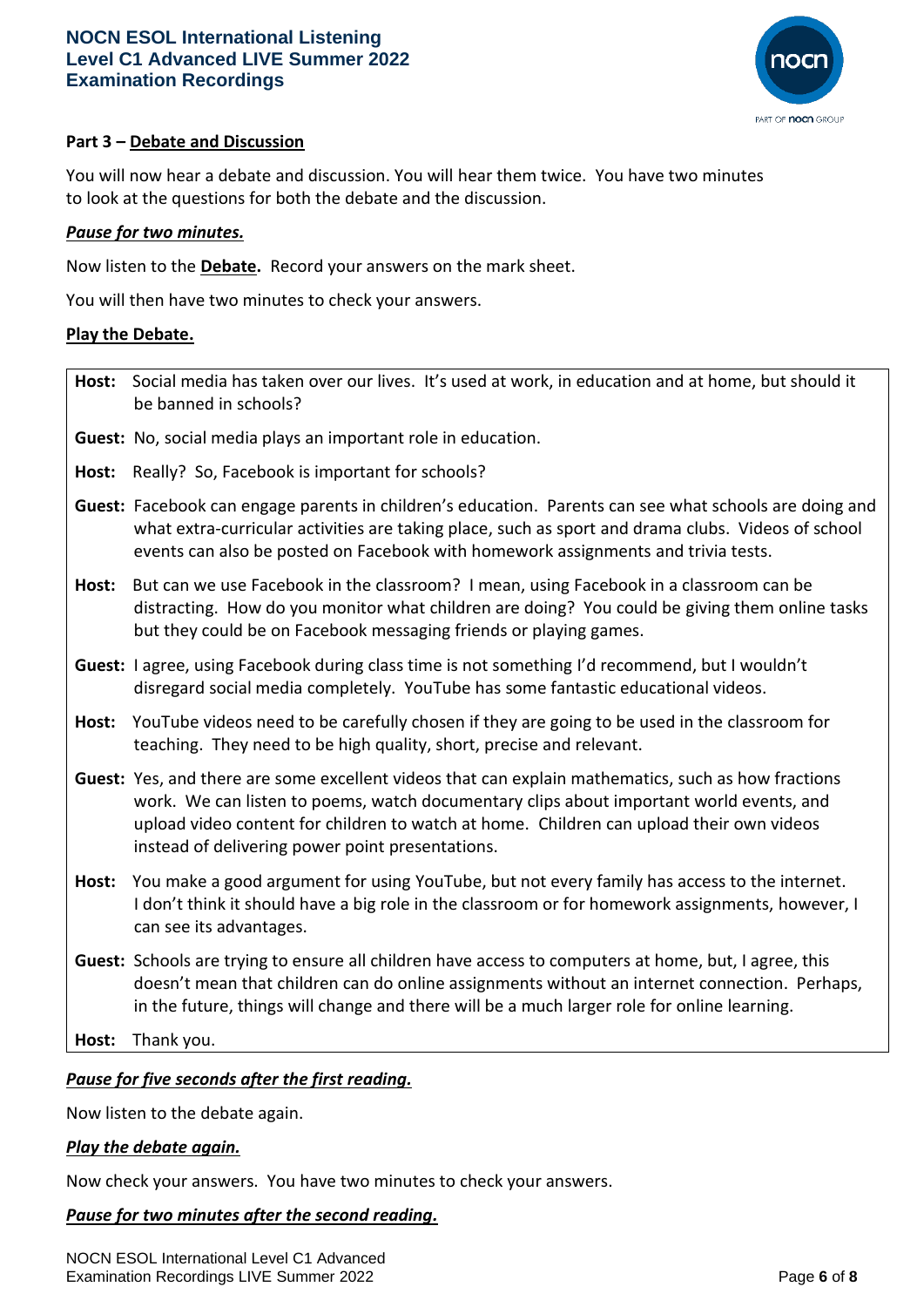**Part 3 – Debate and Discussion**

You will now hear a debate and discussion. You will hear them twice. You have two minutes to look at the questions for both the debate and the discussion.

***Pause for two minutes.***

Now listen to the **Debate.** Record your answers on the mark sheet.

You will then have two minutes to check your answers.

**Play the Debate.**

**Host:** Social media has taken over our lives. It's used at work, in education and at home, but should it be banned in schools?

**Guest:** No, social media plays an important role in education.

**Host:** Really? So, Facebook is important for schools?

**Guest:** Facebook can engage parents in children's education. Parents can see what schools are doing and what extra-curricular activities are taking place, such as sport and drama clubs. Videos of school events can also be posted on Facebook with homework assignments and trivia tests.

**Host:** But can we use Facebook in the classroom? I mean, using Facebook in a classroom can be distracting. How do you monitor what children are doing? You could be giving them online tasks but they could be on Facebook messaging friends or playing games.

**Guest:** I agree, using Facebook during class time is not something I'd recommend, but I wouldn't disregard social media completely. YouTube has some fantastic educational videos.

**Host:** YouTube videos need to be carefully chosen if they are going to be used in the classroom for teaching. They need to be high quality, short, precise and relevant.

**Guest:** Yes, and there are some excellent videos that can explain mathematics, such as how fractions work. We can listen to poems, watch documentary clips about important world events, and upload video content for children to watch at home. Children can upload their own videos instead of delivering power point presentations.

**Host:** You make a good argument for using YouTube, but not every family has access to the internet. I don't think it should have a big role in the classroom or for homework assignments, however, I can see its advantages.

**Guest:** Schools are trying to ensure all children have access to computers at home, but, I agree, this doesn't mean that children can do online assignments without an internet connection. Perhaps, in the future, things will change and there will be a much larger role for online learning.

**Host:** Thank you.

***Pause for five seconds after the first reading.***

Now listen to the debate again.

***Play the debate again.***

Now check your answers. You have two minutes to check your answers.

***Pause for two minutes after the second reading.***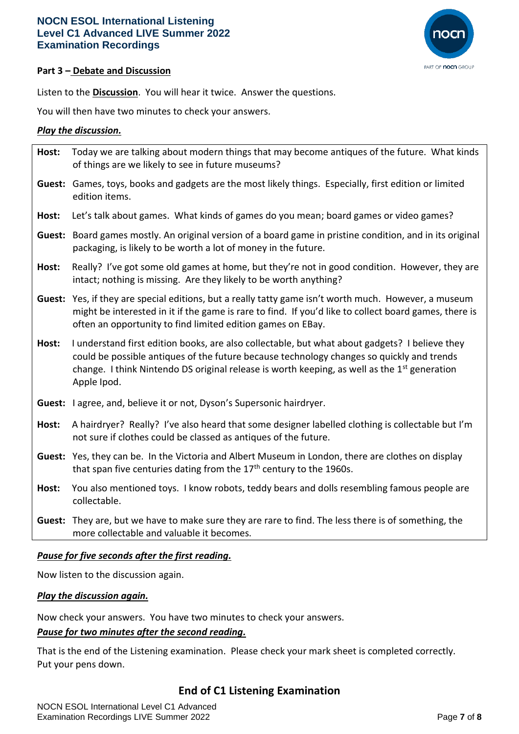**NOCN ESOL International Listening**
**Level C1 Advanced LIVE Summer 2022**
**Examination Recordings**

**Part 3 – Debate and Discussion**

Listen to the **Discussion**. You will hear it twice. Answer the questions.

You will then have two minutes to check your answers.

***Play the discussion.***

**Host:** Today we are talking about modern things that may become antiques of the future. What kinds of things are we likely to see in future museums?

**Guest:** Games, toys, books and gadgets are the most likely things. Especially, first edition or limited edition items.

**Host:** Let's talk about games. What kinds of games do you mean; board games or video games?

**Guest:** Board games mostly. An original version of a board game in pristine condition, and in its original packaging, is likely to be worth a lot of money in the future.

**Host:** Really? I've got some old games at home, but they're not in good condition. However, they are intact; nothing is missing. Are they likely to be worth anything?

**Guest:** Yes, if they are special editions, but a really tatty game isn't worth much. However, a museum might be interested in it if the game is rare to find. If you'd like to collect board games, there is often an opportunity to find limited edition games on EBay.

**Host:** I understand first edition books, are also collectable, but what about gadgets? I believe they could be possible antiques of the future because technology changes so quickly and trends change. I think Nintendo DS original release is worth keeping, as well as the 1st generation Apple Ipod.

**Guest:** I agree, and, believe it or not, Dyson's Supersonic hairdryer.

**Host:** A hairdryer? Really? I've also heard that some designer labelled clothing is collectable but I'm not sure if clothes could be classed as antiques of the future.

**Guest:** Yes, they can be. In the Victoria and Albert Museum in London, there are clothes on display that span five centuries dating from the 17th century to the 1960s.

**Host:** You also mentioned toys. I know robots, teddy bears and dolls resembling famous people are collectable.

**Guest:** They are, but we have to make sure they are rare to find. The less there is of something, the more collectable and valuable it becomes.

***Pause for five seconds after the first reading.***

Now listen to the discussion again.

***Play the discussion again.***

Now check your answers. You have two minutes to check your answers.

***Pause for two minutes after the second reading.***

That is the end of the Listening examination. Please check your mark sheet is completed correctly. Put your pens down.

## End of C1 Listening Examination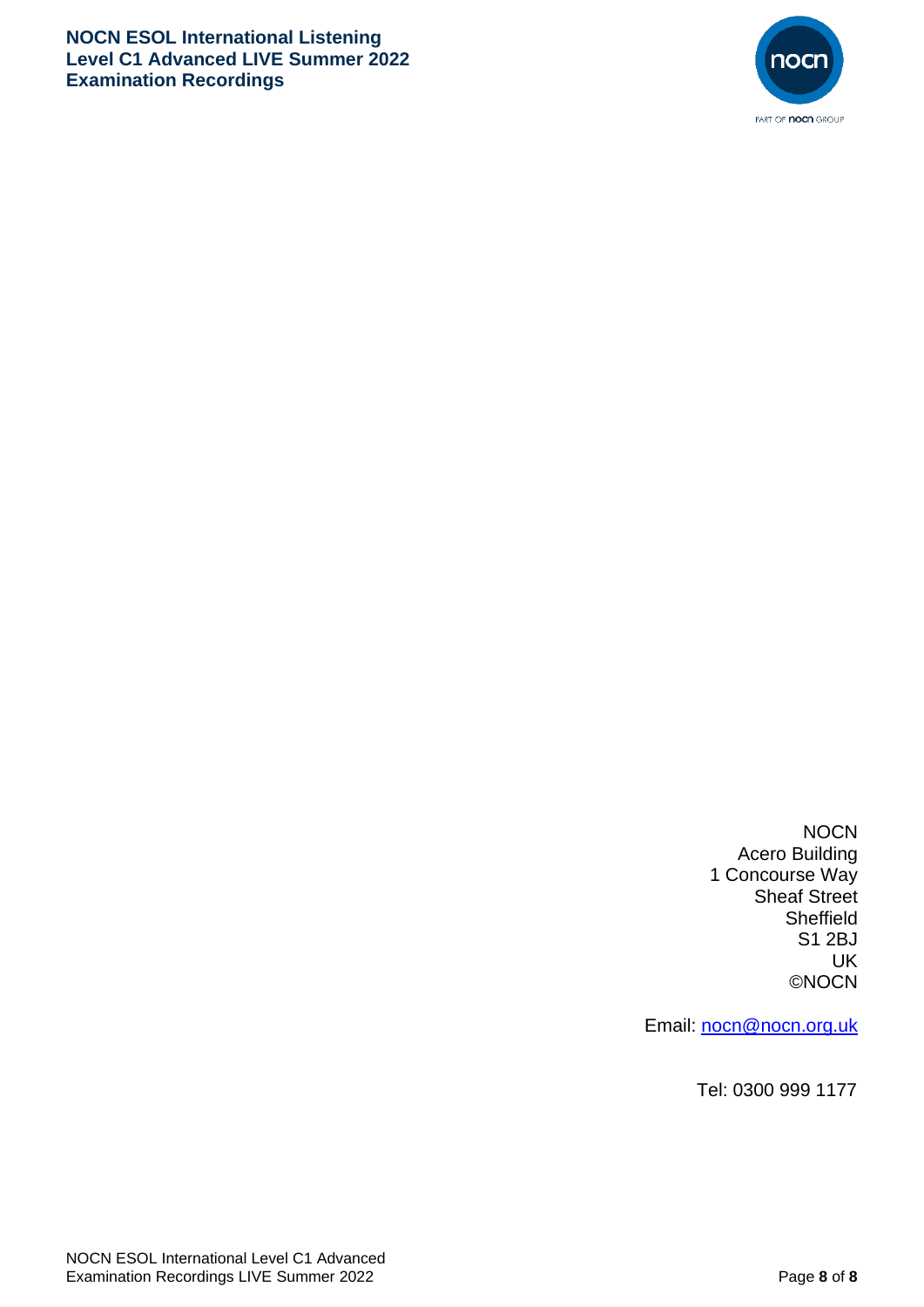NOCN
Acero Building
1 Concourse Way
Sheaf Street
Sheffield
S1 2BJ
UK
©NOCN

Email: nocn@nocn.org.uk

Tel: 0300 999 1177